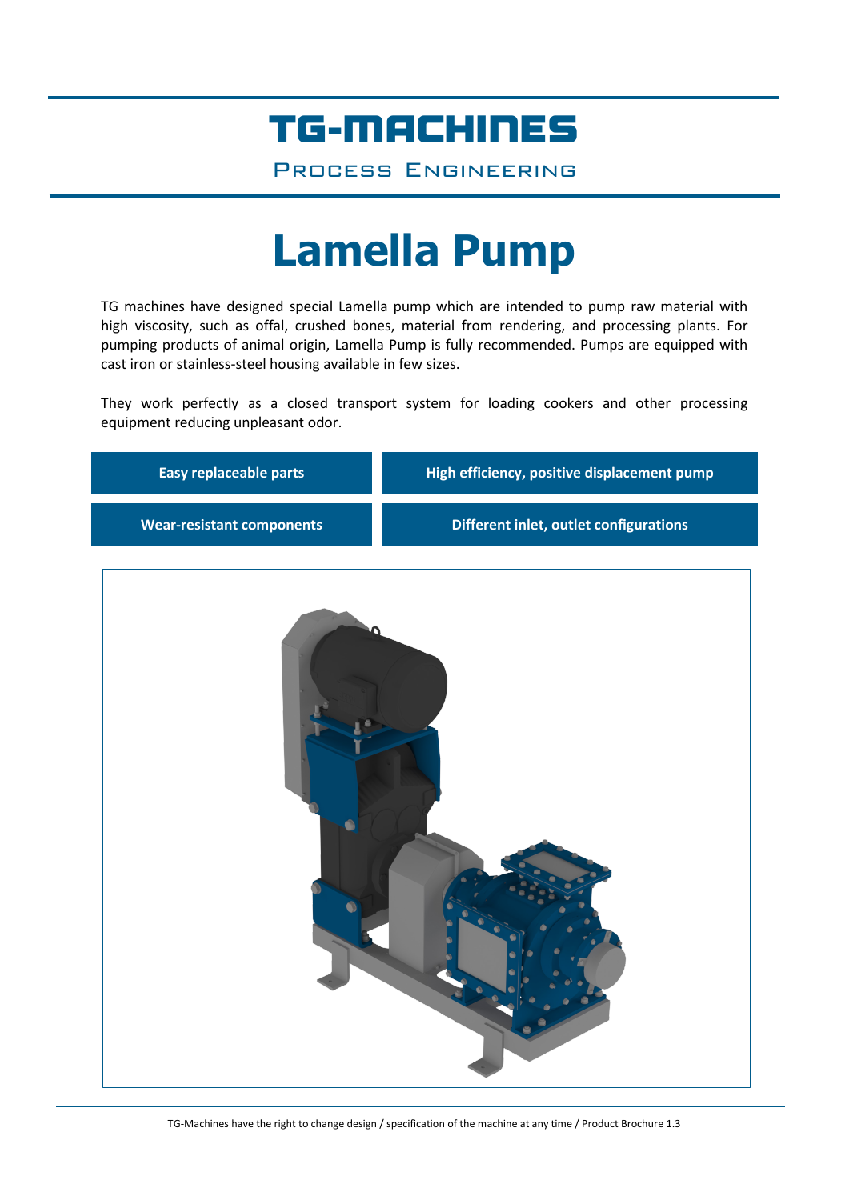# TG-MACHINES

PROCESS ENGINEERING

# Lamella Pump

TG machines have designed special Lamella pump which are intended to pump raw material with high viscosity, such as offal, crushed bones, material from rendering, and processing plants. For pumping products of animal origin, Lamella Pump is fully recommended. Pumps are equipped with cast iron or stainless-steel housing available in few sizes.

They work perfectly as a closed transport system for loading cookers and other processing equipment reducing unpleasant odor.

- **Easy replaceable parts**
- **High efficiency, positive displacement pump**
- **Wear-resistant components**
- **Different inlet, outlet configurations**

TG-Machines have the right to change design / specification of the machine at any time / Product Brochure 1.3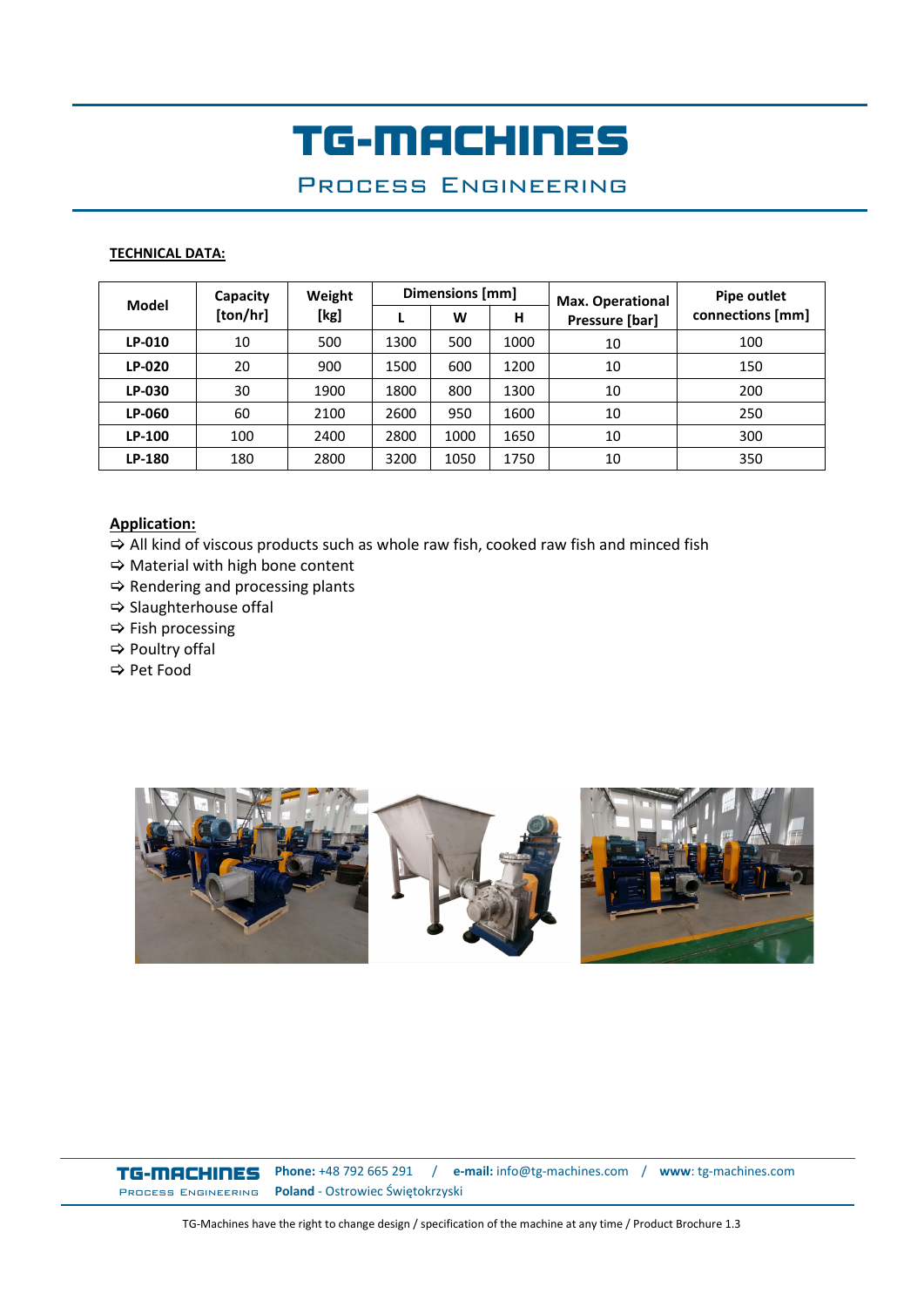# TG-MACHINES

## Process Engineering

**TECHNICAL DATA:**

| Model | Capacity [ton/hr] | Weight [kg] | Dimensions [mm] | | | Max. Operational Pressure [bar] | Pipe outlet connections [mm] |
|---|---|---|---|---|---|---|---|
| | | | L | W | H | | |
| **LP-010** | 10 | 500 | 1300 | 500 | 1000 | 10 | 100 |
| **LP-020** | 20 | 900 | 1500 | 600 | 1200 | 10 | 150 |
| **LP-030** | 30 | 1900 | 1800 | 800 | 1300 | 10 | 200 |
| **LP-060** | 60 | 2100 | 2600 | 950 | 1600 | 10 | 250 |
| **LP-100** | 100 | 2400 | 2800 | 1000 | 1650 | 10 | 300 |
| **LP-180** | 180 | 2800 | 3200 | 1050 | 1750 | 10 | 350 |

**Application:**

- ⇨ All kind of viscous products such as whole raw fish, cooked raw fish and minced fish
- ⇨ Material with high bone content
- ⇨ Rendering and processing plants
- ⇨ Slaughterhouse offal
- ⇨ Fish processing
- ⇨ Poultry offal
- ⇨ Pet Food

TG-MACHINES Process Engineering **Phone:** +48 792 665 291 / **e-mail:** info@tg-machines.com / **www**: tg-machines.com
**Poland** - Ostrowiec Świętokrzyski

TG-Machines have the right to change design / specification of the machine at any time / Product Brochure 1.3